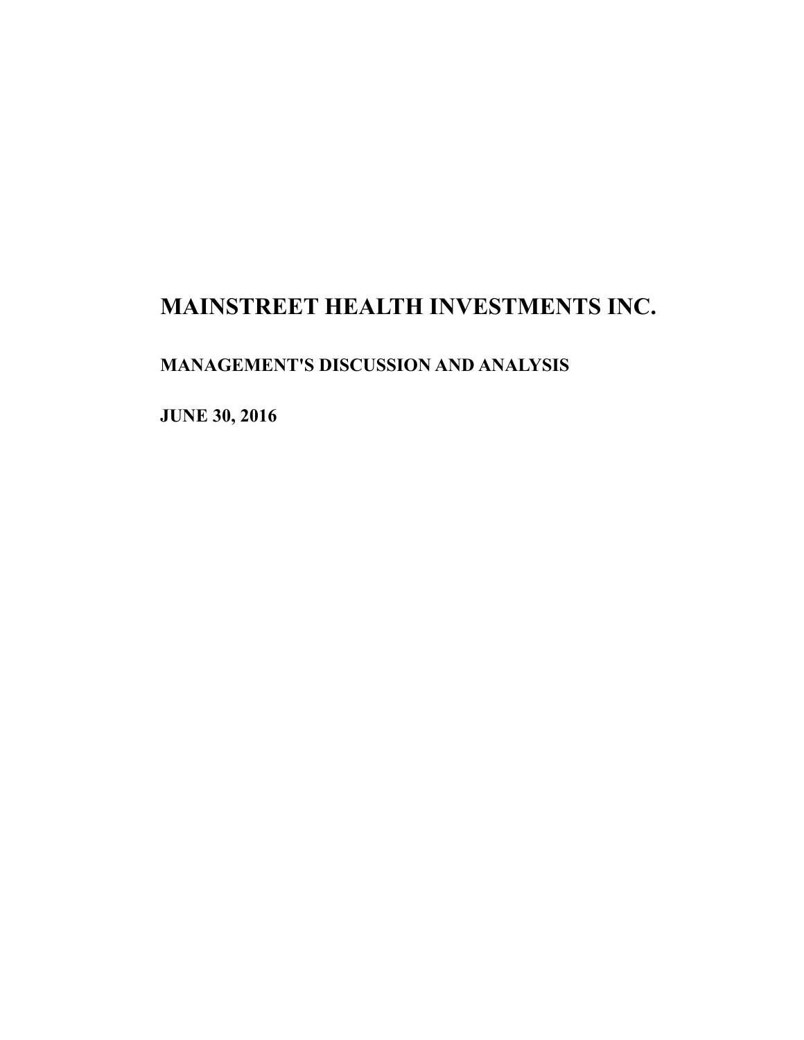# MAINSTREET HEALTH INVESTMENTS INC.

## MANAGEMENT'S DISCUSSION AND ANALYSIS

## JUNE 30, 2016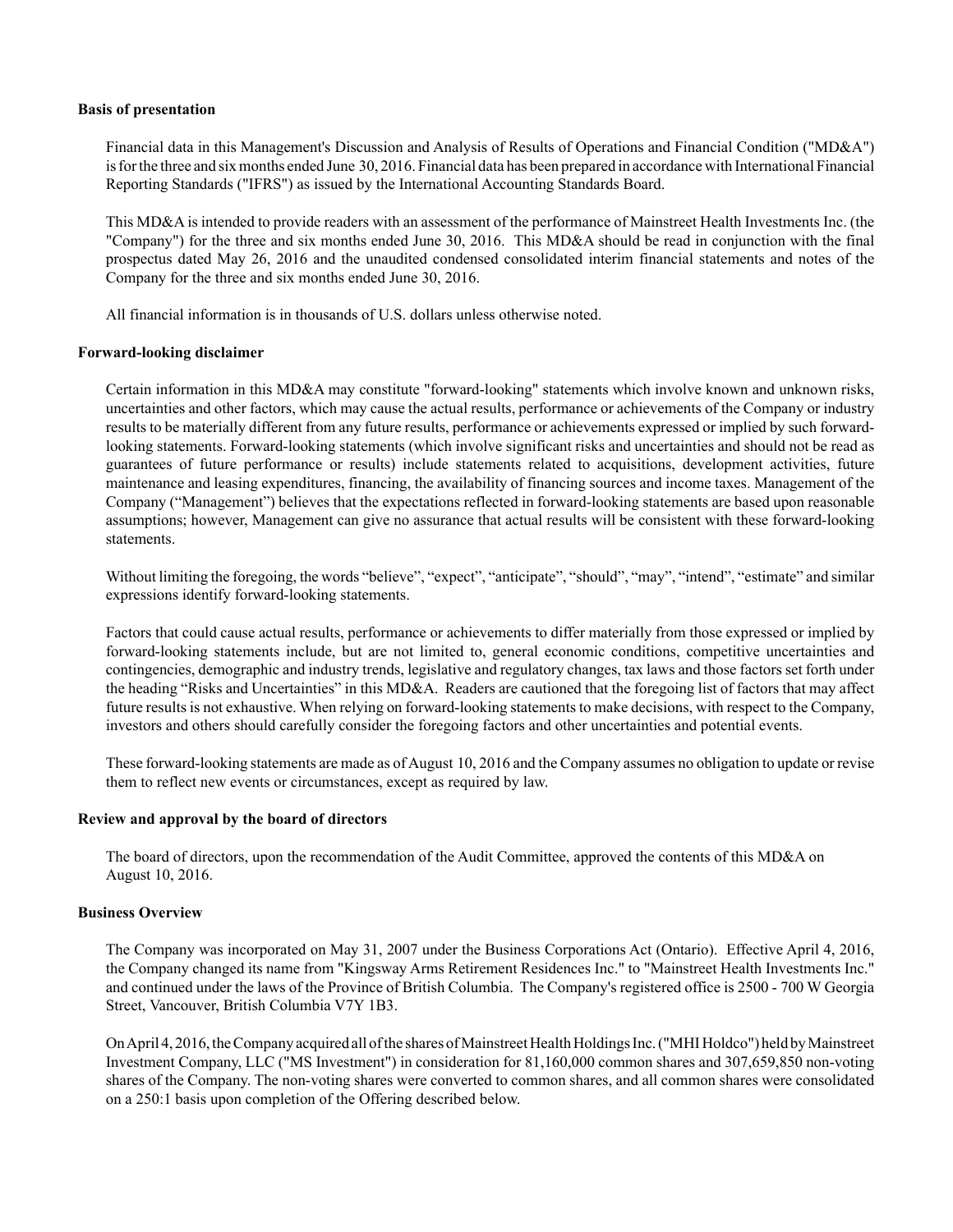**Basis of presentation**

Financial data in this Management's Discussion and Analysis of Results of Operations and Financial Condition ("MD&A") is for the three and six months ended June 30, 2016. Financial data has been prepared in accordance with International Financial Reporting Standards ("IFRS") as issued by the International Accounting Standards Board.

This MD&A is intended to provide readers with an assessment of the performance of Mainstreet Health Investments Inc. (the "Company") for the three and six months ended June 30, 2016. This MD&A should be read in conjunction with the final prospectus dated May 26, 2016 and the unaudited condensed consolidated interim financial statements and notes of the Company for the three and six months ended June 30, 2016.

All financial information is in thousands of U.S. dollars unless otherwise noted.

**Forward-looking disclaimer**

Certain information in this MD&A may constitute "forward-looking" statements which involve known and unknown risks, uncertainties and other factors, which may cause the actual results, performance or achievements of the Company or industry results to be materially different from any future results, performance or achievements expressed or implied by such forward-looking statements. Forward-looking statements (which involve significant risks and uncertainties and should not be read as guarantees of future performance or results) include statements related to acquisitions, development activities, future maintenance and leasing expenditures, financing, the availability of financing sources and income taxes. Management of the Company ("Management") believes that the expectations reflected in forward-looking statements are based upon reasonable assumptions; however, Management can give no assurance that actual results will be consistent with these forward-looking statements.

Without limiting the foregoing, the words "believe", "expect", "anticipate", "should", "may", "intend", "estimate" and similar expressions identify forward-looking statements.

Factors that could cause actual results, performance or achievements to differ materially from those expressed or implied by forward-looking statements include, but are not limited to, general economic conditions, competitive uncertainties and contingencies, demographic and industry trends, legislative and regulatory changes, tax laws and those factors set forth under the heading "Risks and Uncertainties" in this MD&A. Readers are cautioned that the foregoing list of factors that may affect future results is not exhaustive. When relying on forward-looking statements to make decisions, with respect to the Company, investors and others should carefully consider the foregoing factors and other uncertainties and potential events.

These forward-looking statements are made as of August 10, 2016 and the Company assumes no obligation to update or revise them to reflect new events or circumstances, except as required by law.

**Review and approval by the board of directors**

The board of directors, upon the recommendation of the Audit Committee, approved the contents of this MD&A on August 10, 2016.

**Business Overview**

The Company was incorporated on May 31, 2007 under the Business Corporations Act (Ontario). Effective April 4, 2016, the Company changed its name from "Kingsway Arms Retirement Residences Inc." to "Mainstreet Health Investments Inc." and continued under the laws of the Province of British Columbia. The Company's registered office is 2500 - 700 W Georgia Street, Vancouver, British Columbia V7Y 1B3.

On April 4, 2016, the Company acquired all of the shares of Mainstreet Health Holdings Inc. ("MHI Holdco") held by Mainstreet Investment Company, LLC ("MS Investment") in consideration for 81,160,000 common shares and 307,659,850 non-voting shares of the Company. The non-voting shares were converted to common shares, and all common shares were consolidated on a 250:1 basis upon completion of the Offering described below.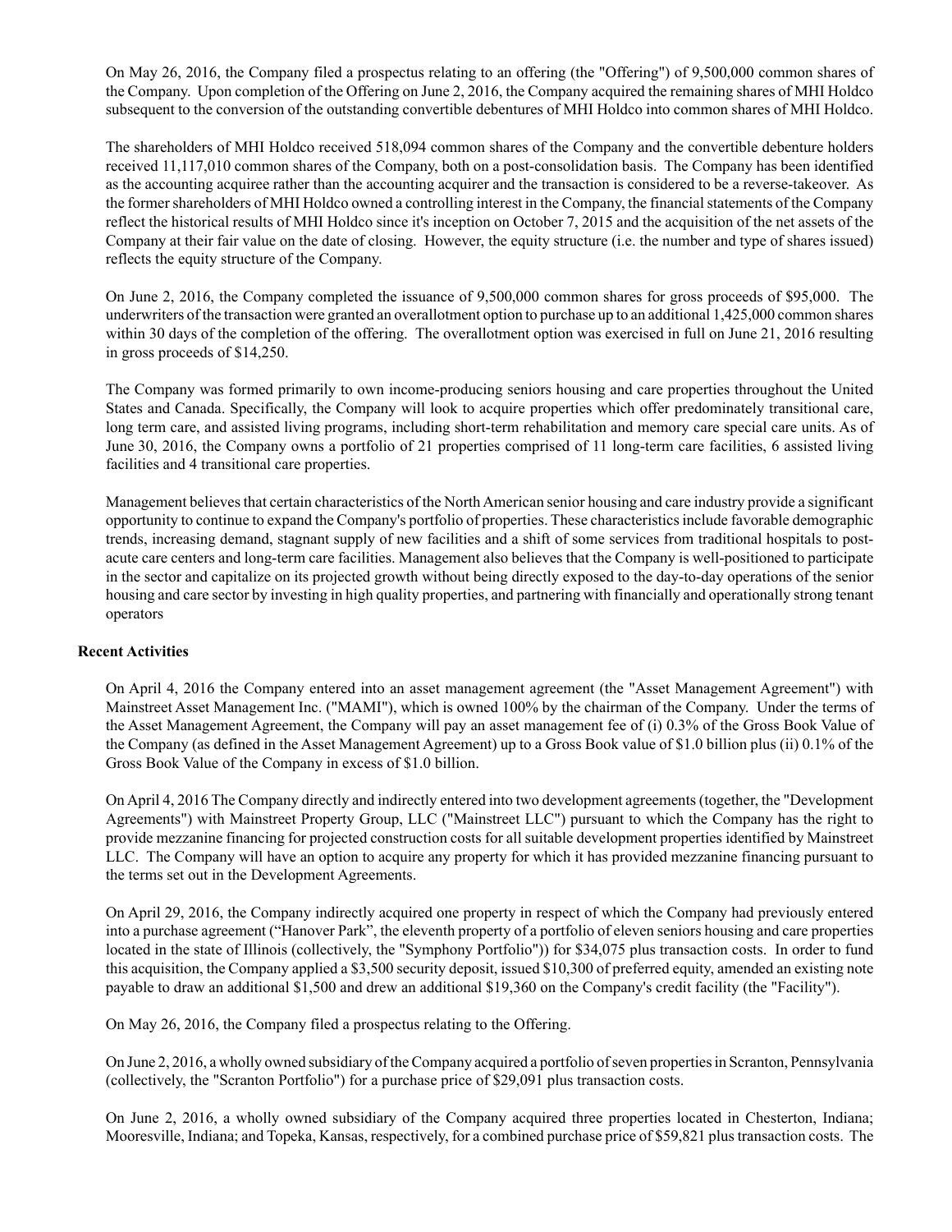On May 26, 2016, the Company filed a prospectus relating to an offering (the "Offering") of 9,500,000 common shares of the Company. Upon completion of the Offering on June 2, 2016, the Company acquired the remaining shares of MHI Holdco subsequent to the conversion of the outstanding convertible debentures of MHI Holdco into common shares of MHI Holdco.

The shareholders of MHI Holdco received 518,094 common shares of the Company and the convertible debenture holders received 11,117,010 common shares of the Company, both on a post-consolidation basis. The Company has been identified as the accounting acquiree rather than the accounting acquirer and the transaction is considered to be a reverse-takeover. As the former shareholders of MHI Holdco owned a controlling interest in the Company, the financial statements of the Company reflect the historical results of MHI Holdco since it's inception on October 7, 2015 and the acquisition of the net assets of the Company at their fair value on the date of closing. However, the equity structure (i.e. the number and type of shares issued) reflects the equity structure of the Company.

On June 2, 2016, the Company completed the issuance of 9,500,000 common shares for gross proceeds of $95,000. The underwriters of the transaction were granted an overallotment option to purchase up to an additional 1,425,000 common shares within 30 days of the completion of the offering. The overallotment option was exercised in full on June 21, 2016 resulting in gross proceeds of $14,250.

The Company was formed primarily to own income-producing seniors housing and care properties throughout the United States and Canada. Specifically, the Company will look to acquire properties which offer predominately transitional care, long term care, and assisted living programs, including short-term rehabilitation and memory care special care units. As of June 30, 2016, the Company owns a portfolio of 21 properties comprised of 11 long-term care facilities, 6 assisted living facilities and 4 transitional care properties.

Management believes that certain characteristics of the North American senior housing and care industry provide a significant opportunity to continue to expand the Company's portfolio of properties. These characteristics include favorable demographic trends, increasing demand, stagnant supply of new facilities and a shift of some services from traditional hospitals to post-acute care centers and long-term care facilities. Management also believes that the Company is well-positioned to participate in the sector and capitalize on its projected growth without being directly exposed to the day-to-day operations of the senior housing and care sector by investing in high quality properties, and partnering with financially and operationally strong tenant operators

**Recent Activities**

On April 4, 2016 the Company entered into an asset management agreement (the "Asset Management Agreement") with Mainstreet Asset Management Inc. ("MAMI"), which is owned 100% by the chairman of the Company. Under the terms of the Asset Management Agreement, the Company will pay an asset management fee of (i) 0.3% of the Gross Book Value of the Company (as defined in the Asset Management Agreement) up to a Gross Book value of $1.0 billion plus (ii) 0.1% of the Gross Book Value of the Company in excess of $1.0 billion.

On April 4, 2016 The Company directly and indirectly entered into two development agreements (together, the "Development Agreements") with Mainstreet Property Group, LLC ("Mainstreet LLC") pursuant to which the Company has the right to provide mezzanine financing for projected construction costs for all suitable development properties identified by Mainstreet LLC. The Company will have an option to acquire any property for which it has provided mezzanine financing pursuant to the terms set out in the Development Agreements.

On April 29, 2016, the Company indirectly acquired one property in respect of which the Company had previously entered into a purchase agreement ("Hanover Park", the eleventh property of a portfolio of eleven seniors housing and care properties located in the state of Illinois (collectively, the "Symphony Portfolio")) for $34,075 plus transaction costs. In order to fund this acquisition, the Company applied a $3,500 security deposit, issued $10,300 of preferred equity, amended an existing note payable to draw an additional $1,500 and drew an additional $19,360 on the Company's credit facility (the "Facility").

On May 26, 2016, the Company filed a prospectus relating to the Offering.

On June 2, 2016, a wholly owned subsidiary of the Company acquired a portfolio of seven properties in Scranton, Pennsylvania (collectively, the "Scranton Portfolio") for a purchase price of $29,091 plus transaction costs.

On June 2, 2016, a wholly owned subsidiary of the Company acquired three properties located in Chesterton, Indiana; Mooresville, Indiana; and Topeka, Kansas, respectively, for a combined purchase price of $59,821 plus transaction costs. The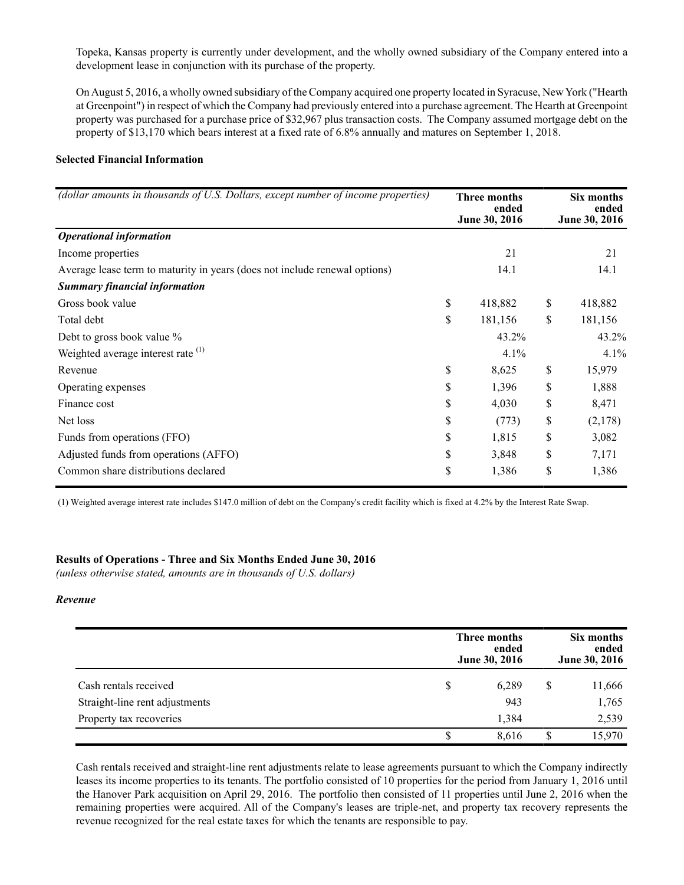Topeka, Kansas property is currently under development, and the wholly owned subsidiary of the Company entered into a development lease in conjunction with its purchase of the property.

On August 5, 2016, a wholly owned subsidiary of the Company acquired one property located in Syracuse, New York ("Hearth at Greenpoint") in respect of which the Company had previously entered into a purchase agreement. The Hearth at Greenpoint property was purchased for a purchase price of $32,967 plus transaction costs. The Company assumed mortgage debt on the property of $13,170 which bears interest at a fixed rate of 6.8% annually and matures on September 1, 2018.

**Selected Financial Information**

| *(dollar amounts in thousands of U.S. Dollars, except number of income properties)* | Three months ended June 30, 2016 | Six months ended June 30, 2016 |
|---|---|---|
| ***Operational information*** | | |
| Income properties | 21 | 21 |
| Average lease term to maturity in years (does not include renewal options) | 14.1 | 14.1 |
| ***Summary financial information*** | | |
| Gross book value | $ 418,882 | $ 418,882 |
| Total debt | $ 181,156 | $ 181,156 |
| Debt to gross book value % | 43.2% | 43.2% |
| Weighted average interest rate (1) | 4.1% | 4.1% |
| Revenue | $ 8,625 | $ 15,979 |
| Operating expenses | $ 1,396 | $ 1,888 |
| Finance cost | $ 4,030 | $ 8,471 |
| Net loss | $ (773) | $ (2,178) |
| Funds from operations (FFO) | $ 1,815 | $ 3,082 |
| Adjusted funds from operations (AFFO) | $ 3,848 | $ 7,171 |
| Common share distributions declared | $ 1,386 | $ 1,386 |

(1) Weighted average interest rate includes $147.0 million of debt on the Company's credit facility which is fixed at 4.2% by the Interest Rate Swap.

**Results of Operations - Three and Six Months Ended June 30, 2016**
*(unless otherwise stated, amounts are in thousands of U.S. dollars)*

***Revenue***

| | Three months ended June 30, 2016 | Six months ended June 30, 2016 |
|---|---|---|
| Cash rentals received | $ 6,289 | $ 11,666 |
| Straight-line rent adjustments | 943 | 1,765 |
| Property tax recoveries | 1,384 | 2,539 |
| | $ 8,616 | $ 15,970 |

Cash rentals received and straight-line rent adjustments relate to lease agreements pursuant to which the Company indirectly leases its income properties to its tenants. The portfolio consisted of 10 properties for the period from January 1, 2016 until the Hanover Park acquisition on April 29, 2016. The portfolio then consisted of 11 properties until June 2, 2016 when the remaining properties were acquired. All of the Company's leases are triple-net, and property tax recovery represents the revenue recognized for the real estate taxes for which the tenants are responsible to pay.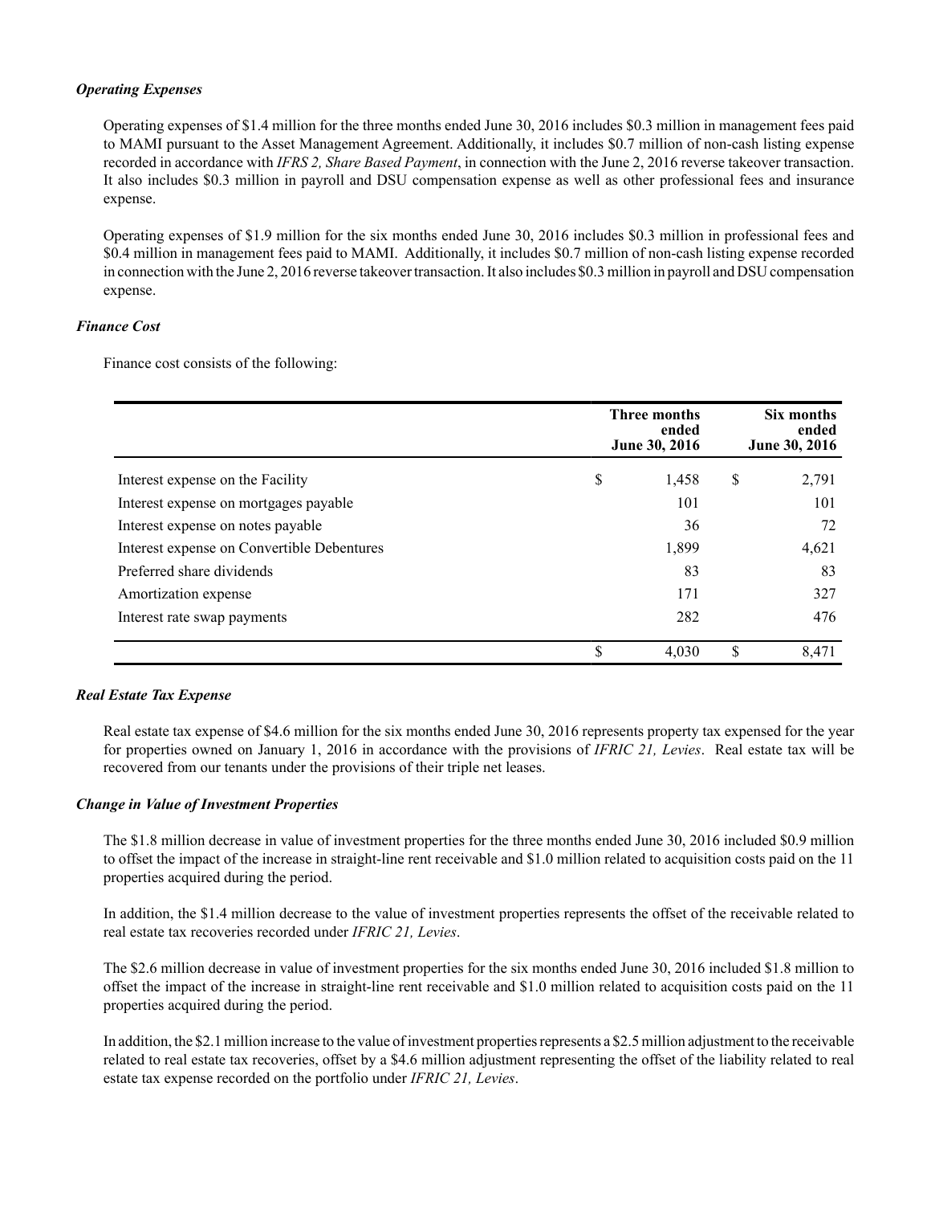### *Operating Expenses*

Operating expenses of $1.4 million for the three months ended June 30, 2016 includes $0.3 million in management fees paid to MAMI pursuant to the Asset Management Agreement. Additionally, it includes $0.7 million of non-cash listing expense recorded in accordance with *IFRS 2, Share Based Payment*, in connection with the June 2, 2016 reverse takeover transaction. It also includes $0.3 million in payroll and DSU compensation expense as well as other professional fees and insurance expense.

Operating expenses of $1.9 million for the six months ended June 30, 2016 includes $0.3 million in professional fees and $0.4 million in management fees paid to MAMI. Additionally, it includes $0.7 million of non-cash listing expense recorded in connection with the June 2, 2016 reverse takeover transaction. It also includes $0.3 million in payroll and DSU compensation expense.

### *Finance Cost*

Finance cost consists of the following:

| | Three months ended June 30, 2016 | Six months ended June 30, 2016 |
|---|---|---|
| Interest expense on the Facility | $ 1,458 | $ 2,791 |
| Interest expense on mortgages payable | 101 | 101 |
| Interest expense on notes payable | 36 | 72 |
| Interest expense on Convertible Debentures | 1,899 | 4,621 |
| Preferred share dividends | 83 | 83 |
| Amortization expense | 171 | 327 |
| Interest rate swap payments | 282 | 476 |
| | $ 4,030 | $ 8,471 |

### *Real Estate Tax Expense*

Real estate tax expense of $4.6 million for the six months ended June 30, 2016 represents property tax expensed for the year for properties owned on January 1, 2016 in accordance with the provisions of *IFRIC 21, Levies*. Real estate tax will be recovered from our tenants under the provisions of their triple net leases.

### *Change in Value of Investment Properties*

The $1.8 million decrease in value of investment properties for the three months ended June 30, 2016 included $0.9 million to offset the impact of the increase in straight-line rent receivable and $1.0 million related to acquisition costs paid on the 11 properties acquired during the period.

In addition, the $1.4 million decrease to the value of investment properties represents the offset of the receivable related to real estate tax recoveries recorded under *IFRIC 21, Levies*.

The $2.6 million decrease in value of investment properties for the six months ended June 30, 2016 included $1.8 million to offset the impact of the increase in straight-line rent receivable and $1.0 million related to acquisition costs paid on the 11 properties acquired during the period.

In addition, the $2.1 million increase to the value of investment properties represents a $2.5 million adjustment to the receivable related to real estate tax recoveries, offset by a $4.6 million adjustment representing the offset of the liability related to real estate tax expense recorded on the portfolio under *IFRIC 21, Levies*.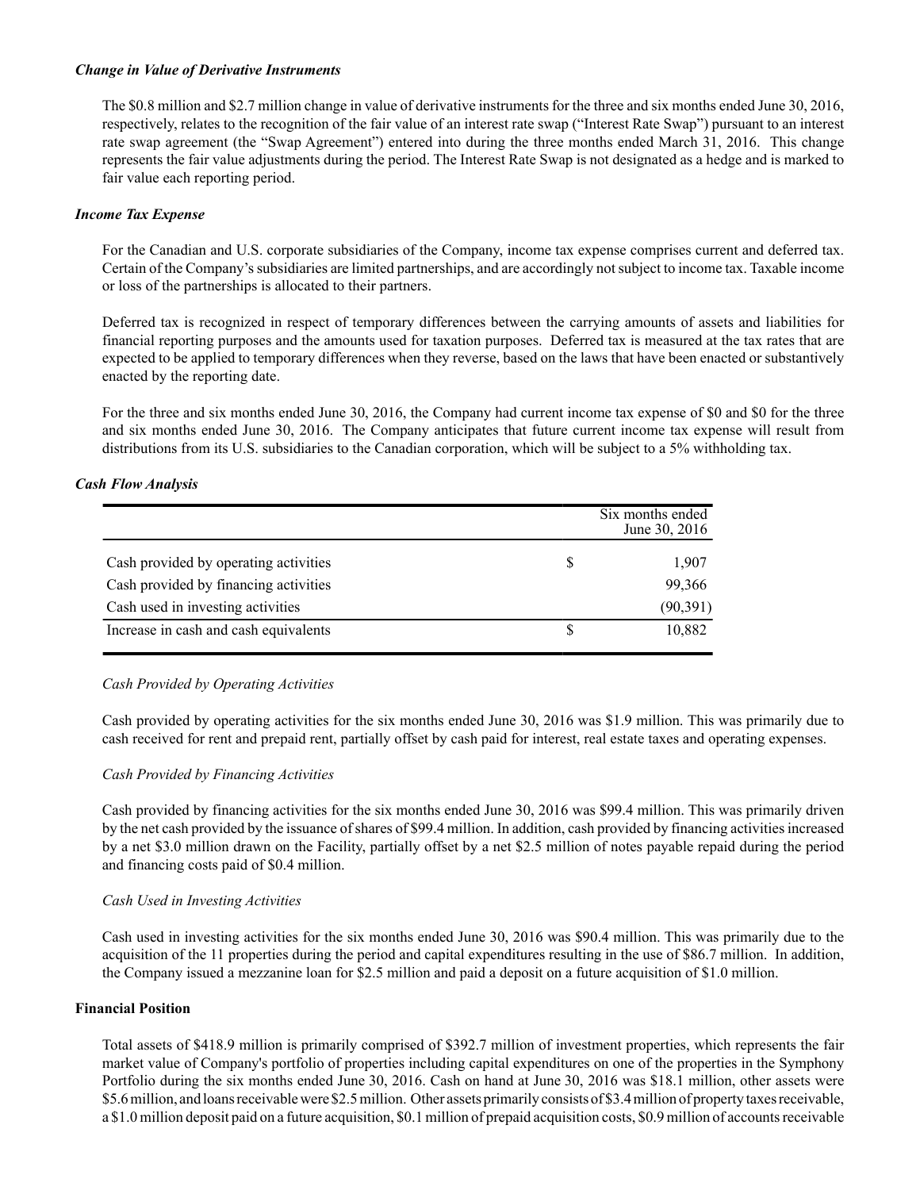***Change in Value of Derivative Instruments***

The $0.8 million and $2.7 million change in value of derivative instruments for the three and six months ended June 30, 2016, respectively, relates to the recognition of the fair value of an interest rate swap ("Interest Rate Swap") pursuant to an interest rate swap agreement (the "Swap Agreement") entered into during the three months ended March 31, 2016. This change represents the fair value adjustments during the period. The Interest Rate Swap is not designated as a hedge and is marked to fair value each reporting period.

***Income Tax Expense***

For the Canadian and U.S. corporate subsidiaries of the Company, income tax expense comprises current and deferred tax. Certain of the Company's subsidiaries are limited partnerships, and are accordingly not subject to income tax. Taxable income or loss of the partnerships is allocated to their partners.

Deferred tax is recognized in respect of temporary differences between the carrying amounts of assets and liabilities for financial reporting purposes and the amounts used for taxation purposes. Deferred tax is measured at the tax rates that are expected to be applied to temporary differences when they reverse, based on the laws that have been enacted or substantively enacted by the reporting date.

For the three and six months ended June 30, 2016, the Company had current income tax expense of $0 and $0 for the three and six months ended June 30, 2016. The Company anticipates that future current income tax expense will result from distributions from its U.S. subsidiaries to the Canadian corporation, which will be subject to a 5% withholding tax.

***Cash Flow Analysis***

| | | Six months ended June 30, 2016 |
|---|---|---|
| Cash provided by operating activities | $ | 1,907 |
| Cash provided by financing activities | | 99,366 |
| Cash used in investing activities | | (90,391) |
| Increase in cash and cash equivalents | $ | 10,882 |

*Cash Provided by Operating Activities*

Cash provided by operating activities for the six months ended June 30, 2016 was $1.9 million. This was primarily due to cash received for rent and prepaid rent, partially offset by cash paid for interest, real estate taxes and operating expenses.

*Cash Provided by Financing Activities*

Cash provided by financing activities for the six months ended June 30, 2016 was $99.4 million. This was primarily driven by the net cash provided by the issuance of shares of $99.4 million. In addition, cash provided by financing activities increased by a net $3.0 million drawn on the Facility, partially offset by a net $2.5 million of notes payable repaid during the period and financing costs paid of $0.4 million.

*Cash Used in Investing Activities*

Cash used in investing activities for the six months ended June 30, 2016 was $90.4 million. This was primarily due to the acquisition of the 11 properties during the period and capital expenditures resulting in the use of $86.7 million. In addition, the Company issued a mezzanine loan for $2.5 million and paid a deposit on a future acquisition of $1.0 million.

**Financial Position**

Total assets of $418.9 million is primarily comprised of $392.7 million of investment properties, which represents the fair market value of Company's portfolio of properties including capital expenditures on one of the properties in the Symphony Portfolio during the six months ended June 30, 2016. Cash on hand at June 30, 2016 was $18.1 million, other assets were $5.6 million, and loans receivable were $2.5 million. Other assets primarily consists of $3.4 million of property taxes receivable, a $1.0 million deposit paid on a future acquisition, $0.1 million of prepaid acquisition costs, $0.9 million of accounts receivable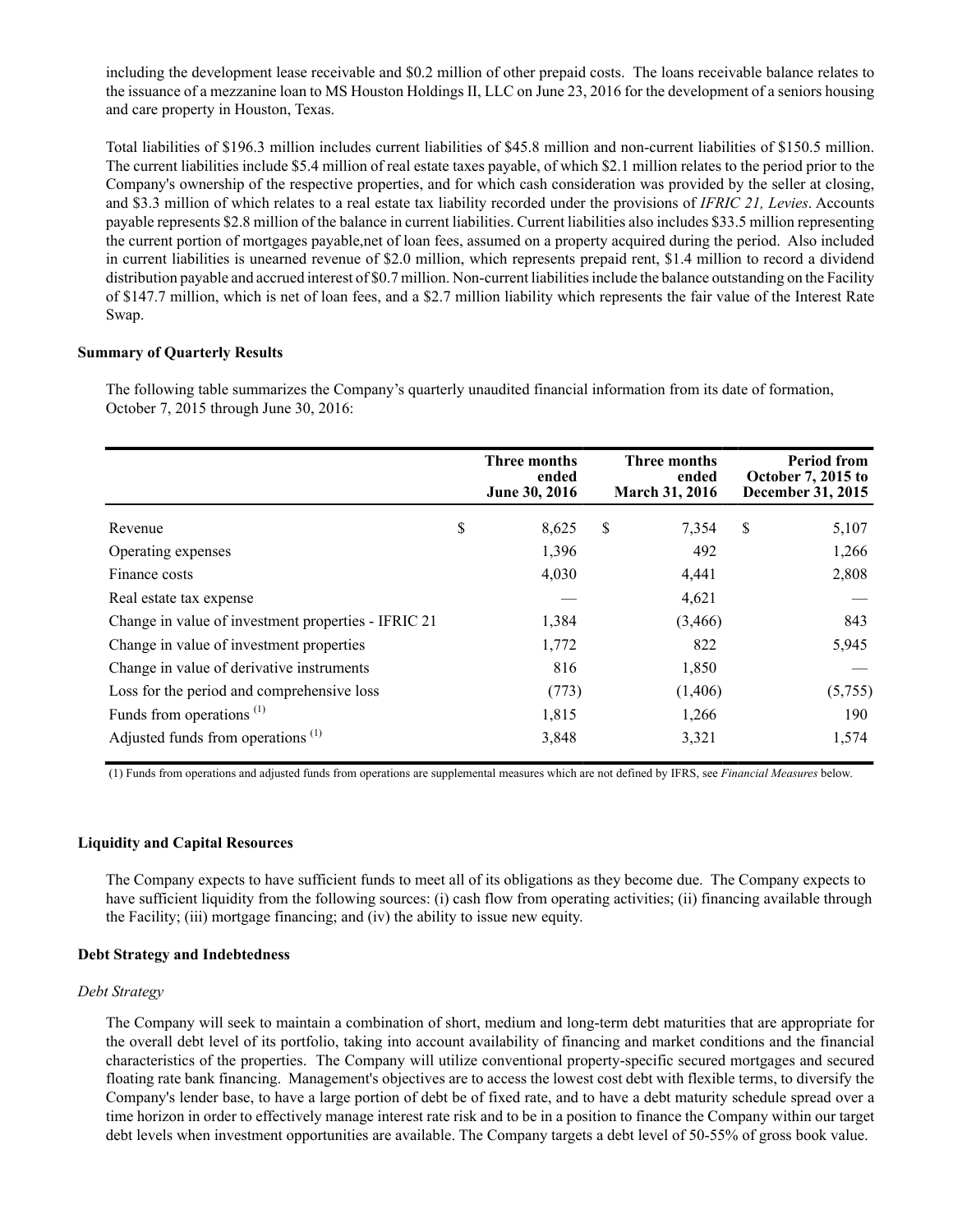including the development lease receivable and $0.2 million of other prepaid costs. The loans receivable balance relates to the issuance of a mezzanine loan to MS Houston Holdings II, LLC on June 23, 2016 for the development of a seniors housing and care property in Houston, Texas.

Total liabilities of $196.3 million includes current liabilities of $45.8 million and non-current liabilities of $150.5 million. The current liabilities include $5.4 million of real estate taxes payable, of which $2.1 million relates to the period prior to the Company's ownership of the respective properties, and for which cash consideration was provided by the seller at closing, and $3.3 million of which relates to a real estate tax liability recorded under the provisions of *IFRIC 21, Levies*. Accounts payable represents $2.8 million of the balance in current liabilities. Current liabilities also includes $33.5 million representing the current portion of mortgages payable,net of loan fees, assumed on a property acquired during the period. Also included in current liabilities is unearned revenue of $2.0 million, which represents prepaid rent, $1.4 million to record a dividend distribution payable and accrued interest of $0.7 million. Non-current liabilities include the balance outstanding on the Facility of $147.7 million, which is net of loan fees, and a $2.7 million liability which represents the fair value of the Interest Rate Swap.

**Summary of Quarterly Results**

The following table summarizes the Company's quarterly unaudited financial information from its date of formation, October 7, 2015 through June 30, 2016:

| | Three months ended June 30, 2016 | Three months ended March 31, 2016 | Period from October 7, 2015 to December 31, 2015 |
|---|---|---|---|
| Revenue | $ 8,625 | $ 7,354 | $ 5,107 |
| Operating expenses | 1,396 | 492 | 1,266 |
| Finance costs | 4,030 | 4,441 | 2,808 |
| Real estate tax expense | — | 4,621 | — |
| Change in value of investment properties - IFRIC 21 | 1,384 | (3,466) | 843 |
| Change in value of investment properties | 1,772 | 822 | 5,945 |
| Change in value of derivative instruments | 816 | 1,850 | — |
| Loss for the period and comprehensive loss | (773) | (1,406) | (5,755) |
| Funds from operations [(1)] | 1,815 | 1,266 | 190 |
| Adjusted funds from operations [(1)] | 3,848 | 3,321 | 1,574 |

(1) Funds from operations and adjusted funds from operations are supplemental measures which are not defined by IFRS, see *Financial Measures* below.

**Liquidity and Capital Resources**

The Company expects to have sufficient funds to meet all of its obligations as they become due. The Company expects to have sufficient liquidity from the following sources: (i) cash flow from operating activities; (ii) financing available through the Facility; (iii) mortgage financing; and (iv) the ability to issue new equity.

**Debt Strategy and Indebtedness**

*Debt Strategy*

The Company will seek to maintain a combination of short, medium and long-term debt maturities that are appropriate for the overall debt level of its portfolio, taking into account availability of financing and market conditions and the financial characteristics of the properties. The Company will utilize conventional property-specific secured mortgages and secured floating rate bank financing. Management's objectives are to access the lowest cost debt with flexible terms, to diversify the Company's lender base, to have a large portion of debt be of fixed rate, and to have a debt maturity schedule spread over a time horizon in order to effectively manage interest rate risk and to be in a position to finance the Company within our target debt levels when investment opportunities are available. The Company targets a debt level of 50-55% of gross book value.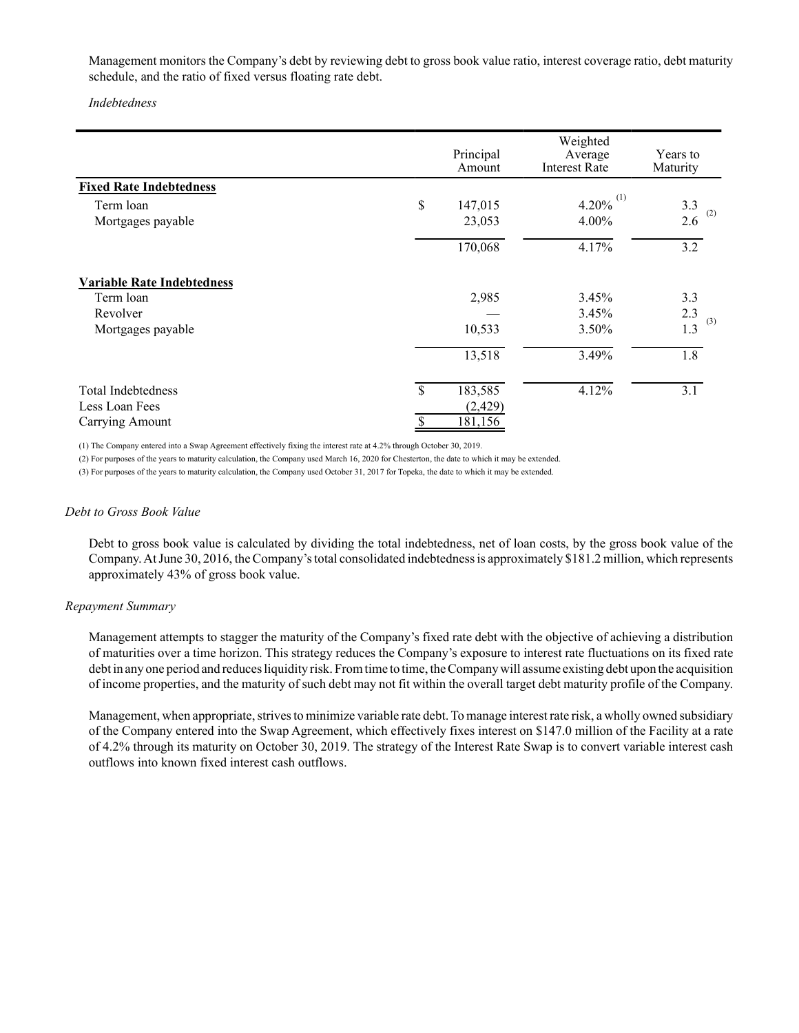Management monitors the Company's debt by reviewing debt to gross book value ratio, interest coverage ratio, debt maturity schedule, and the ratio of fixed versus floating rate debt.

*Indebtedness*

| | Principal Amount | Weighted Average Interest Rate | Years to Maturity |
|---|---|---|---|
| **Fixed Rate Indebtedness** | | | |
| Term loan | $ 147,015 | 4.20% [1] | 3.3 [2] |
| Mortgages payable | 23,053 | 4.00% | 2.6 |
| | 170,068 | 4.17% | 3.2 |
| **Variable Rate Indebtedness** | | | |
| Term loan | 2,985 | 3.45% | 3.3 |
| Revolver | — | 3.45% | 2.3 [3] |
| Mortgages payable | 10,533 | 3.50% | 1.3 |
| | 13,518 | 3.49% | 1.8 |
| Total Indebtedness | $ 183,585 | 4.12% | 3.1 |
| Less Loan Fees | (2,429) | | |
| Carrying Amount | $ 181,156 | | |

(1) The Company entered into a Swap Agreement effectively fixing the interest rate at 4.2% through October 30, 2019.

(2) For purposes of the years to maturity calculation, the Company used March 16, 2020 for Chesterton, the date to which it may be extended.

(3) For purposes of the years to maturity calculation, the Company used October 31, 2017 for Topeka, the date to which it may be extended.

*Debt to Gross Book Value*

Debt to gross book value is calculated by dividing the total indebtedness, net of loan costs, by the gross book value of the Company. At June 30, 2016, the Company's total consolidated indebtedness is approximately $181.2 million, which represents approximately 43% of gross book value.

*Repayment Summary*

Management attempts to stagger the maturity of the Company's fixed rate debt with the objective of achieving a distribution of maturities over a time horizon. This strategy reduces the Company's exposure to interest rate fluctuations on its fixed rate debt in any one period and reduces liquidity risk. From time to time, the Company will assume existing debt upon the acquisition of income properties, and the maturity of such debt may not fit within the overall target debt maturity profile of the Company.

Management, when appropriate, strives to minimize variable rate debt. To manage interest rate risk, a wholly owned subsidiary of the Company entered into the Swap Agreement, which effectively fixes interest on $147.0 million of the Facility at a rate of 4.2% through its maturity on October 30, 2019. The strategy of the Interest Rate Swap is to convert variable interest cash outflows into known fixed interest cash outflows.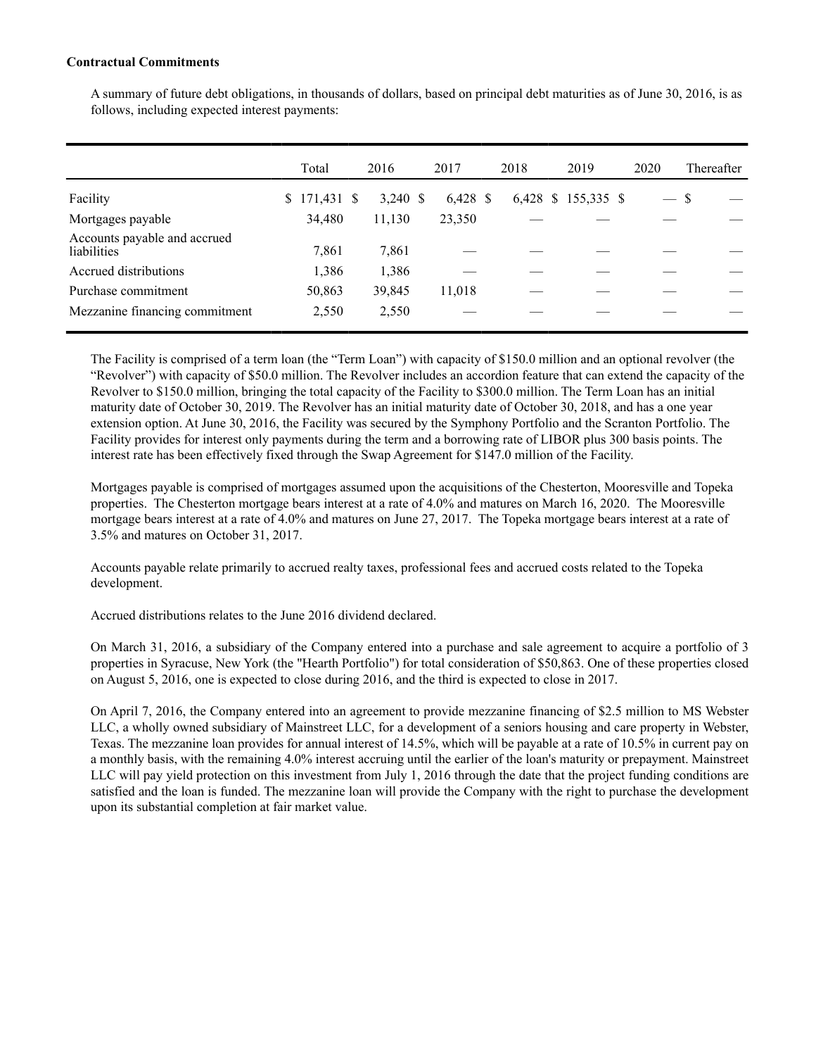**Contractual Commitments**

A summary of future debt obligations, in thousands of dollars, based on principal debt maturities as of June 30, 2016, is as follows, including expected interest payments:

| | Total | 2016 | 2017 | 2018 | 2019 | 2020 | Thereafter |
|---|---|---|---|---|---|---|---|
| Facility | $ 171,431 | $ 3,240 | $ 6,428 | $ 6,428 | $ 155,335 | $ — | $ — |
| Mortgages payable | 34,480 | 11,130 | 23,350 | — | — | — | — |
| Accounts payable and accrued liabilities | 7,861 | 7,861 | — | — | — | — | — |
| Accrued distributions | 1,386 | 1,386 | — | — | — | — | — |
| Purchase commitment | 50,863 | 39,845 | 11,018 | — | — | — | — |
| Mezzanine financing commitment | 2,550 | 2,550 | — | — | — | — | — |

The Facility is comprised of a term loan (the "Term Loan") with capacity of $150.0 million and an optional revolver (the "Revolver") with capacity of $50.0 million. The Revolver includes an accordion feature that can extend the capacity of the Revolver to $150.0 million, bringing the total capacity of the Facility to $300.0 million. The Term Loan has an initial maturity date of October 30, 2019. The Revolver has an initial maturity date of October 30, 2018, and has a one year extension option. At June 30, 2016, the Facility was secured by the Symphony Portfolio and the Scranton Portfolio. The Facility provides for interest only payments during the term and a borrowing rate of LIBOR plus 300 basis points. The interest rate has been effectively fixed through the Swap Agreement for $147.0 million of the Facility.

Mortgages payable is comprised of mortgages assumed upon the acquisitions of the Chesterton, Mooresville and Topeka properties. The Chesterton mortgage bears interest at a rate of 4.0% and matures on March 16, 2020. The Mooresville mortgage bears interest at a rate of 4.0% and matures on June 27, 2017. The Topeka mortgage bears interest at a rate of 3.5% and matures on October 31, 2017.

Accounts payable relate primarily to accrued realty taxes, professional fees and accrued costs related to the Topeka development.

Accrued distributions relates to the June 2016 dividend declared.

On March 31, 2016, a subsidiary of the Company entered into a purchase and sale agreement to acquire a portfolio of 3 properties in Syracuse, New York (the "Hearth Portfolio") for total consideration of $50,863. One of these properties closed on August 5, 2016, one is expected to close during 2016, and the third is expected to close in 2017.

On April 7, 2016, the Company entered into an agreement to provide mezzanine financing of $2.5 million to MS Webster LLC, a wholly owned subsidiary of Mainstreet LLC, for a development of a seniors housing and care property in Webster, Texas. The mezzanine loan provides for annual interest of 14.5%, which will be payable at a rate of 10.5% in current pay on a monthly basis, with the remaining 4.0% interest accruing until the earlier of the loan's maturity or prepayment. Mainstreet LLC will pay yield protection on this investment from July 1, 2016 through the date that the project funding conditions are satisfied and the loan is funded. The mezzanine loan will provide the Company with the right to purchase the development upon its substantial completion at fair market value.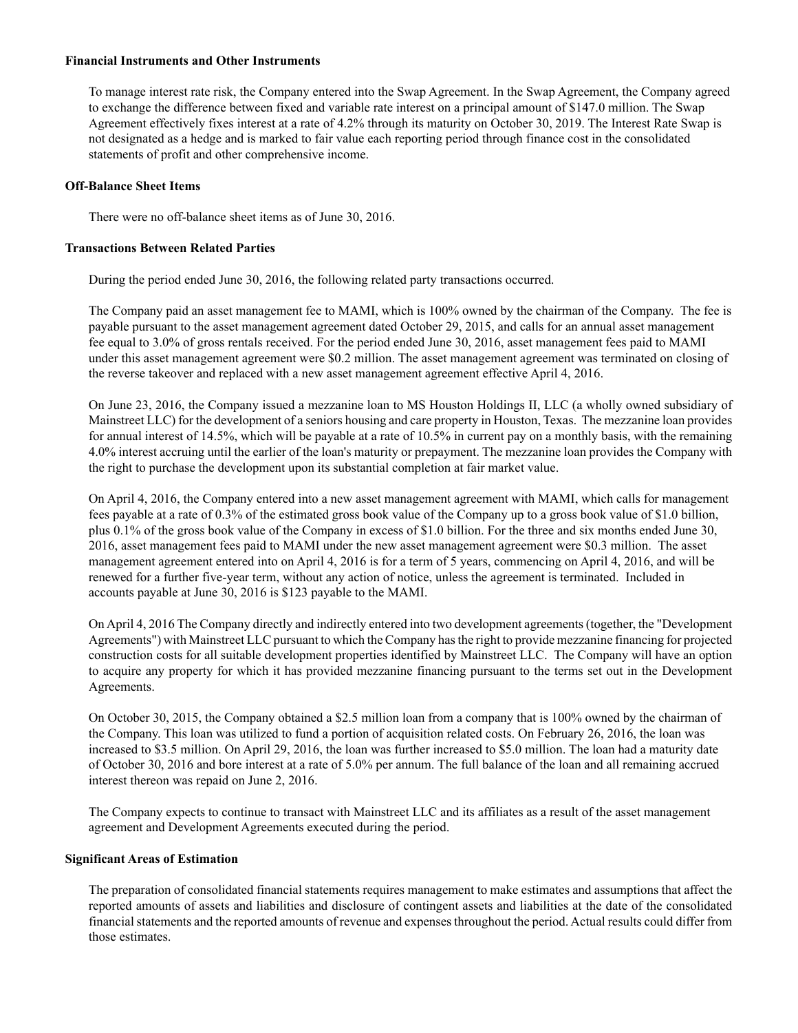**Financial Instruments and Other Instruments**

To manage interest rate risk, the Company entered into the Swap Agreement. In the Swap Agreement, the Company agreed to exchange the difference between fixed and variable rate interest on a principal amount of $147.0 million. The Swap Agreement effectively fixes interest at a rate of 4.2% through its maturity on October 30, 2019. The Interest Rate Swap is not designated as a hedge and is marked to fair value each reporting period through finance cost in the consolidated statements of profit and other comprehensive income.

**Off-Balance Sheet Items**

There were no off-balance sheet items as of June 30, 2016.

**Transactions Between Related Parties**

During the period ended June 30, 2016, the following related party transactions occurred.

The Company paid an asset management fee to MAMI, which is 100% owned by the chairman of the Company. The fee is payable pursuant to the asset management agreement dated October 29, 2015, and calls for an annual asset management fee equal to 3.0% of gross rentals received. For the period ended June 30, 2016, asset management fees paid to MAMI under this asset management agreement were $0.2 million. The asset management agreement was terminated on closing of the reverse takeover and replaced with a new asset management agreement effective April 4, 2016.

On June 23, 2016, the Company issued a mezzanine loan to MS Houston Holdings II, LLC (a wholly owned subsidiary of Mainstreet LLC) for the development of a seniors housing and care property in Houston, Texas. The mezzanine loan provides for annual interest of 14.5%, which will be payable at a rate of 10.5% in current pay on a monthly basis, with the remaining 4.0% interest accruing until the earlier of the loan's maturity or prepayment. The mezzanine loan provides the Company with the right to purchase the development upon its substantial completion at fair market value.

On April 4, 2016, the Company entered into a new asset management agreement with MAMI, which calls for management fees payable at a rate of 0.3% of the estimated gross book value of the Company up to a gross book value of $1.0 billion, plus 0.1% of the gross book value of the Company in excess of $1.0 billion. For the three and six months ended June 30, 2016, asset management fees paid to MAMI under the new asset management agreement were $0.3 million. The asset management agreement entered into on April 4, 2016 is for a term of 5 years, commencing on April 4, 2016, and will be renewed for a further five-year term, without any action of notice, unless the agreement is terminated. Included in accounts payable at June 30, 2016 is $123 payable to the MAMI.

On April 4, 2016 The Company directly and indirectly entered into two development agreements (together, the "Development Agreements") with Mainstreet LLC pursuant to which the Company has the right to provide mezzanine financing for projected construction costs for all suitable development properties identified by Mainstreet LLC. The Company will have an option to acquire any property for which it has provided mezzanine financing pursuant to the terms set out in the Development Agreements.

On October 30, 2015, the Company obtained a $2.5 million loan from a company that is 100% owned by the chairman of the Company. This loan was utilized to fund a portion of acquisition related costs. On February 26, 2016, the loan was increased to $3.5 million. On April 29, 2016, the loan was further increased to $5.0 million. The loan had a maturity date of October 30, 2016 and bore interest at a rate of 5.0% per annum. The full balance of the loan and all remaining accrued interest thereon was repaid on June 2, 2016.

The Company expects to continue to transact with Mainstreet LLC and its affiliates as a result of the asset management agreement and Development Agreements executed during the period.

**Significant Areas of Estimation**

The preparation of consolidated financial statements requires management to make estimates and assumptions that affect the reported amounts of assets and liabilities and disclosure of contingent assets and liabilities at the date of the consolidated financial statements and the reported amounts of revenue and expenses throughout the period. Actual results could differ from those estimates.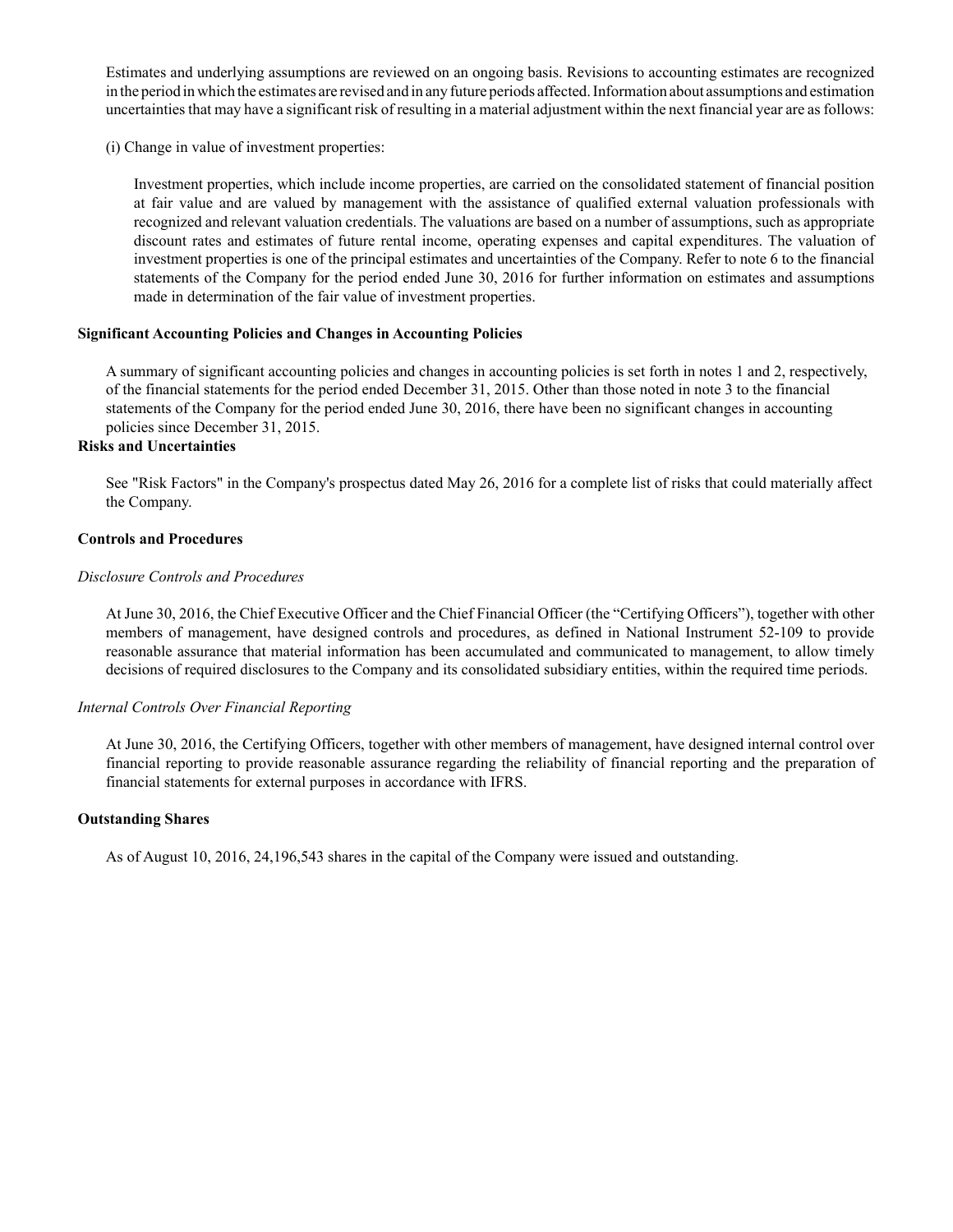Estimates and underlying assumptions are reviewed on an ongoing basis. Revisions to accounting estimates are recognized in the period in which the estimates are revised and in any future periods affected. Information about assumptions and estimation uncertainties that may have a significant risk of resulting in a material adjustment within the next financial year are as follows:

(i) Change in value of investment properties:

Investment properties, which include income properties, are carried on the consolidated statement of financial position at fair value and are valued by management with the assistance of qualified external valuation professionals with recognized and relevant valuation credentials. The valuations are based on a number of assumptions, such as appropriate discount rates and estimates of future rental income, operating expenses and capital expenditures. The valuation of investment properties is one of the principal estimates and uncertainties of the Company. Refer to note 6 to the financial statements of the Company for the period ended June 30, 2016 for further information on estimates and assumptions made in determination of the fair value of investment properties.

**Significant Accounting Policies and Changes in Accounting Policies**

A summary of significant accounting policies and changes in accounting policies is set forth in notes 1 and 2, respectively, of the financial statements for the period ended December 31, 2015. Other than those noted in note 3 to the financial statements of the Company for the period ended June 30, 2016, there have been no significant changes in accounting policies since December 31, 2015.

**Risks and Uncertainties**

See "Risk Factors" in the Company's prospectus dated May 26, 2016 for a complete list of risks that could materially affect the Company.

**Controls and Procedures**

*Disclosure Controls and Procedures*

At June 30, 2016, the Chief Executive Officer and the Chief Financial Officer (the "Certifying Officers"), together with other members of management, have designed controls and procedures, as defined in National Instrument 52-109 to provide reasonable assurance that material information has been accumulated and communicated to management, to allow timely decisions of required disclosures to the Company and its consolidated subsidiary entities, within the required time periods.

*Internal Controls Over Financial Reporting*

At June 30, 2016, the Certifying Officers, together with other members of management, have designed internal control over financial reporting to provide reasonable assurance regarding the reliability of financial reporting and the preparation of financial statements for external purposes in accordance with IFRS.

**Outstanding Shares**

As of August 10, 2016, 24,196,543 shares in the capital of the Company were issued and outstanding.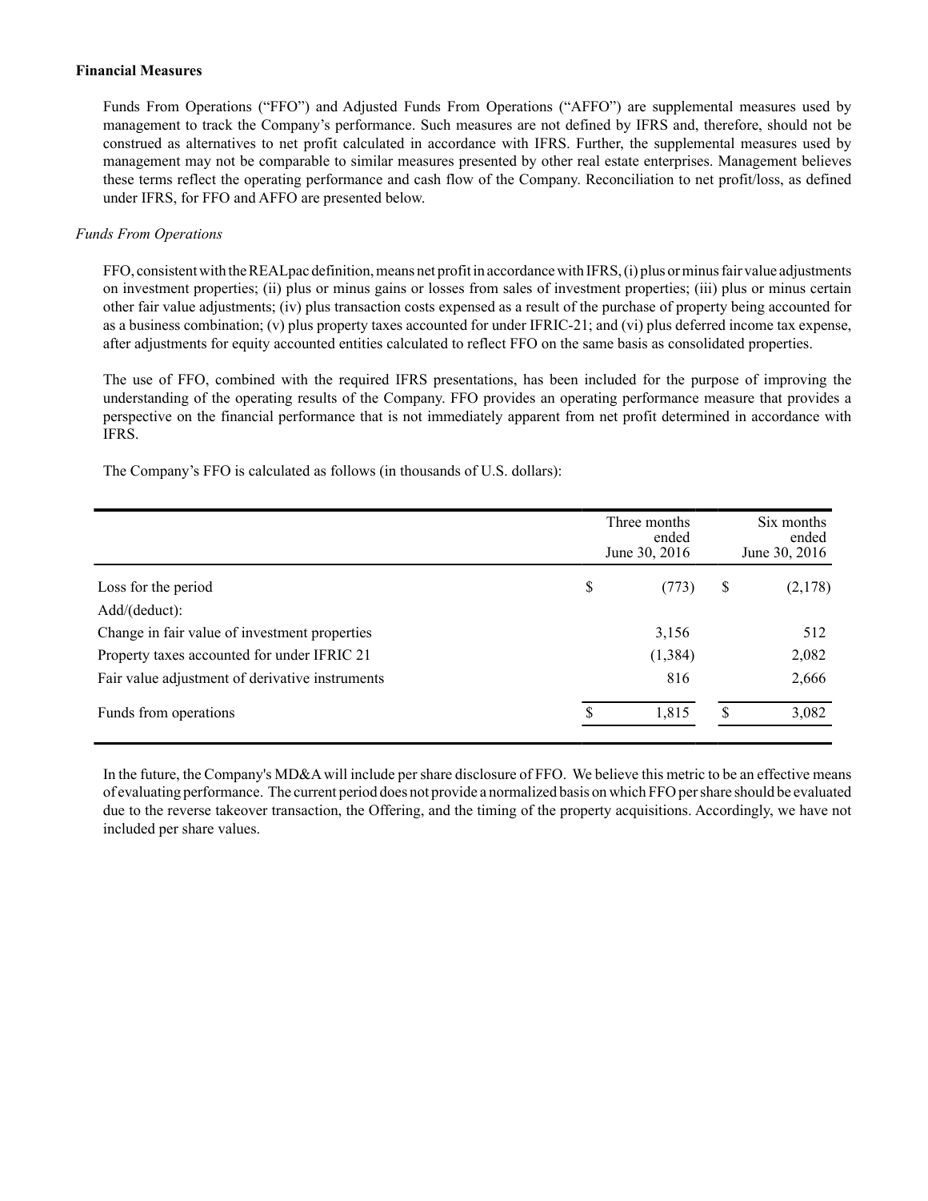**Financial Measures**

Funds From Operations ("FFO") and Adjusted Funds From Operations ("AFFO") are supplemental measures used by management to track the Company's performance. Such measures are not defined by IFRS and, therefore, should not be construed as alternatives to net profit calculated in accordance with IFRS. Further, the supplemental measures used by management may not be comparable to similar measures presented by other real estate enterprises. Management believes these terms reflect the operating performance and cash flow of the Company. Reconciliation to net profit/loss, as defined under IFRS, for FFO and AFFO are presented below.

*Funds From Operations*

FFO, consistent with the REALpac definition, means net profit in accordance with IFRS, (i) plus or minus fair value adjustments on investment properties; (ii) plus or minus gains or losses from sales of investment properties; (iii) plus or minus certain other fair value adjustments; (iv) plus transaction costs expensed as a result of the purchase of property being accounted for as a business combination; (v) plus property taxes accounted for under IFRIC-21; and (vi) plus deferred income tax expense, after adjustments for equity accounted entities calculated to reflect FFO on the same basis as consolidated properties.

The use of FFO, combined with the required IFRS presentations, has been included for the purpose of improving the understanding of the operating results of the Company. FFO provides an operating performance measure that provides a perspective on the financial performance that is not immediately apparent from net profit determined in accordance with IFRS.

The Company's FFO is calculated as follows (in thousands of U.S. dollars):

| | Three months ended June 30, 2016 | Six months ended June 30, 2016 |
|---|---|---|
| Loss for the period | $ (773) | $ (2,178) |
| Add/(deduct): | | |
| Change in fair value of investment properties | 3,156 | 512 |
| Property taxes accounted for under IFRIC 21 | (1,384) | 2,082 |
| Fair value adjustment of derivative instruments | 816 | 2,666 |
| Funds from operations | $ 1,815 | $ 3,082 |

In the future, the Company's MD&A will include per share disclosure of FFO. We believe this metric to be an effective means of evaluating performance. The current period does not provide a normalized basis on which FFO per share should be evaluated due to the reverse takeover transaction, the Offering, and the timing of the property acquisitions. Accordingly, we have not included per share values.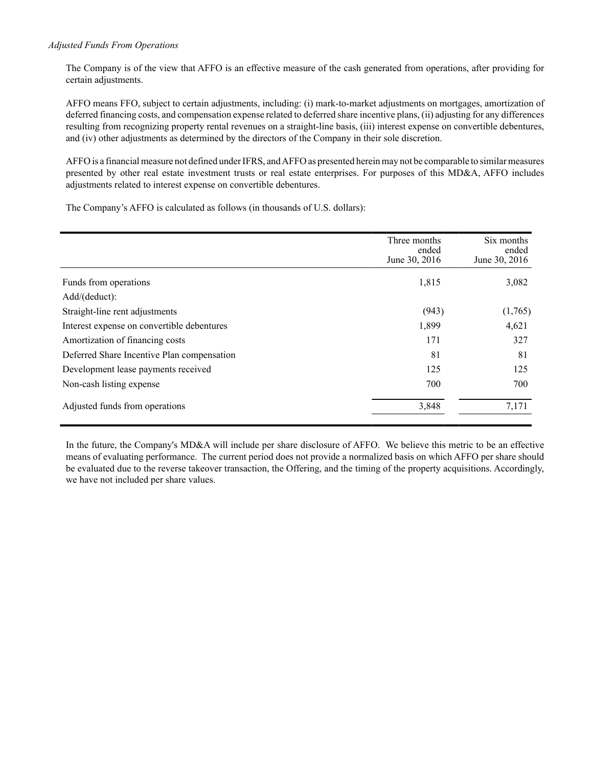*Adjusted Funds From Operations*

The Company is of the view that AFFO is an effective measure of the cash generated from operations, after providing for certain adjustments.

AFFO means FFO, subject to certain adjustments, including: (i) mark-to-market adjustments on mortgages, amortization of deferred financing costs, and compensation expense related to deferred share incentive plans, (ii) adjusting for any differences resulting from recognizing property rental revenues on a straight-line basis, (iii) interest expense on convertible debentures, and (iv) other adjustments as determined by the directors of the Company in their sole discretion.

AFFO is a financial measure not defined under IFRS, and AFFO as presented herein may not be comparable to similar measures presented by other real estate investment trusts or real estate enterprises. For purposes of this MD&A, AFFO includes adjustments related to interest expense on convertible debentures.

The Company's AFFO is calculated as follows (in thousands of U.S. dollars):

| | Three months ended June 30, 2016 | Six months ended June 30, 2016 |
|---|---|---|
| Funds from operations | 1,815 | 3,082 |
| Add/(deduct): | | |
| Straight-line rent adjustments | (943) | (1,765) |
| Interest expense on convertible debentures | 1,899 | 4,621 |
| Amortization of financing costs | 171 | 327 |
| Deferred Share Incentive Plan compensation | 81 | 81 |
| Development lease payments received | 125 | 125 |
| Non-cash listing expense | 700 | 700 |
| Adjusted funds from operations | 3,848 | 7,171 |

In the future, the Company's MD&A will include per share disclosure of AFFO. We believe this metric to be an effective means of evaluating performance. The current period does not provide a normalized basis on which AFFO per share should be evaluated due to the reverse takeover transaction, the Offering, and the timing of the property acquisitions. Accordingly, we have not included per share values.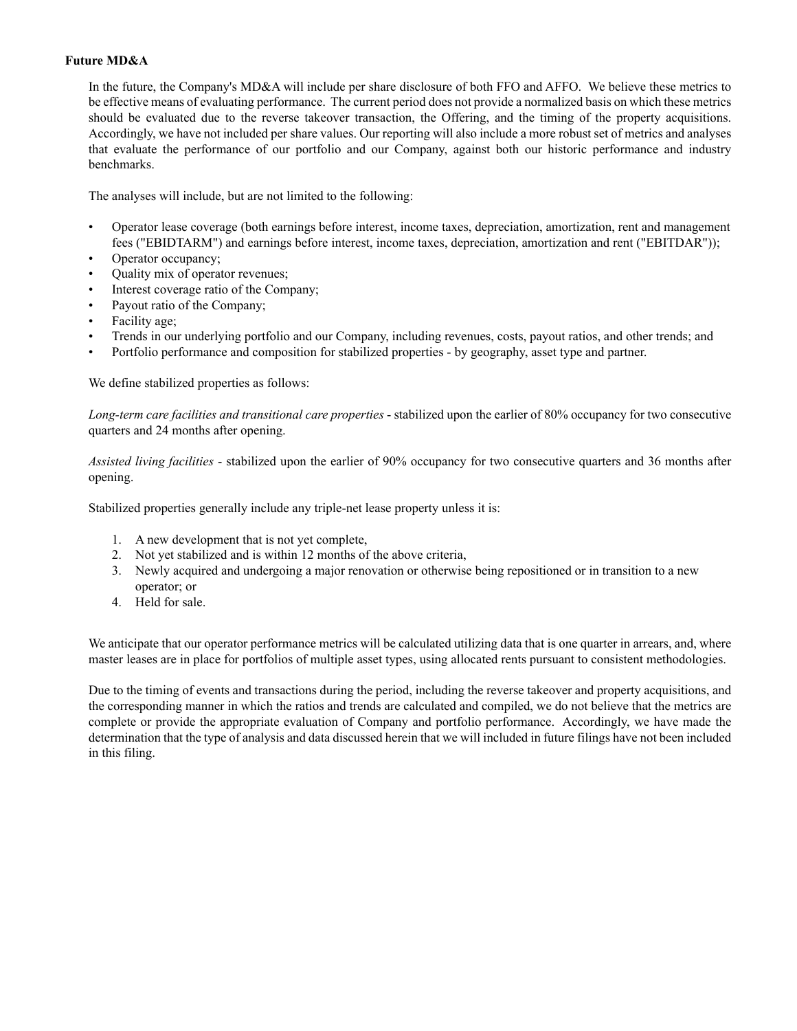**Future MD&A**

In the future, the Company's MD&A will include per share disclosure of both FFO and AFFO. We believe these metrics to be effective means of evaluating performance. The current period does not provide a normalized basis on which these metrics should be evaluated due to the reverse takeover transaction, the Offering, and the timing of the property acquisitions. Accordingly, we have not included per share values. Our reporting will also include a more robust set of metrics and analyses that evaluate the performance of our portfolio and our Company, against both our historic performance and industry benchmarks.

The analyses will include, but are not limited to the following:

- Operator lease coverage (both earnings before interest, income taxes, depreciation, amortization, rent and management fees ("EBIDTARM") and earnings before interest, income taxes, depreciation, amortization and rent ("EBITDAR"));
- Operator occupancy;
- Quality mix of operator revenues;
- Interest coverage ratio of the Company;
- Payout ratio of the Company;
- Facility age;
- Trends in our underlying portfolio and our Company, including revenues, costs, payout ratios, and other trends; and
- Portfolio performance and composition for stabilized properties - by geography, asset type and partner.

We define stabilized properties as follows:

*Long-term care facilities and transitional care properties* - stabilized upon the earlier of 80% occupancy for two consecutive quarters and 24 months after opening.

*Assisted living facilities* - stabilized upon the earlier of 90% occupancy for two consecutive quarters and 36 months after opening.

Stabilized properties generally include any triple-net lease property unless it is:

1. A new development that is not yet complete,
2. Not yet stabilized and is within 12 months of the above criteria,
3. Newly acquired and undergoing a major renovation or otherwise being repositioned or in transition to a new operator; or
4. Held for sale.

We anticipate that our operator performance metrics will be calculated utilizing data that is one quarter in arrears, and, where master leases are in place for portfolios of multiple asset types, using allocated rents pursuant to consistent methodologies.

Due to the timing of events and transactions during the period, including the reverse takeover and property acquisitions, and the corresponding manner in which the ratios and trends are calculated and compiled, we do not believe that the metrics are complete or provide the appropriate evaluation of Company and portfolio performance. Accordingly, we have made the determination that the type of analysis and data discussed herein that we will included in future filings have not been included in this filing.